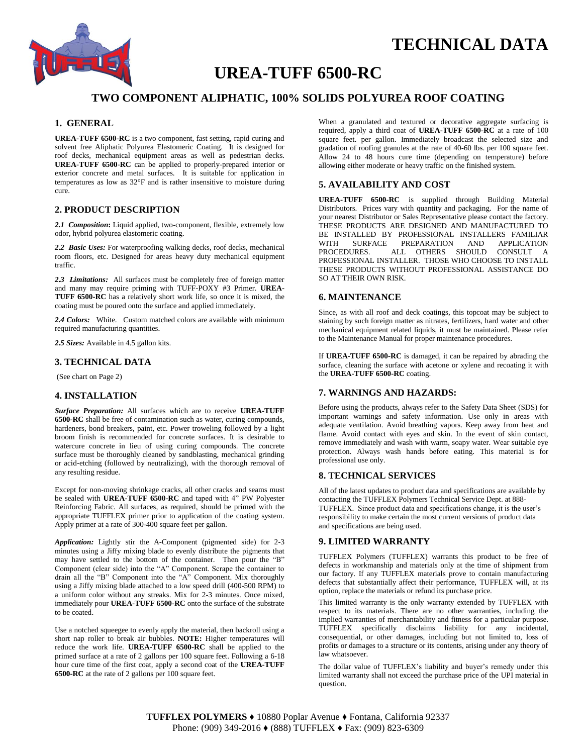# TECHNICAL DATA

# UREA-TUFF 6500-RC

## TWO COMPONENT ALIPHATIC, 100% SOLIDS POLYUREA ROOF COATING

### 1. GENERAL

**UREA-TUFF 6500-RC** is a two component, fast setting, rapid curing and solvent free Aliphatic Polyurea Elastomeric Coating. It is designed for roof decks, mechanical equipment areas as well as pedestrian decks. **UREA-TUFF 6500-RC** can be applied to properly-prepared interior or exterior concrete and metal surfaces. It is suitable for application in temperatures as low as 32°F and is rather insensitive to moisture during cure.

### 2. PRODUCT DESCRIPTION

***2.1 Composition*:** Liquid applied, two-component, flexible, extremely low odor, hybrid polyurea elastomeric coating.

***2.2 Basic Uses:*** For waterproofing walking decks, roof decks, mechanical room floors, etc. Designed for areas heavy duty mechanical equipment traffic.

***2.3 Limitations:*** All surfaces must be completely free of foreign matter and many may require priming with TUFF-POXY #3 Primer. **UREA-TUFF 6500-RC** has a relatively short work life, so once it is mixed, the coating must be poured onto the surface and applied immediately.

***2.4 Colors:*** White. Custom matched colors are available with minimum required manufacturing quantities.

***2.5 Sizes:*** Available in 4.5 gallon kits.

### 3. TECHNICAL DATA

(See chart on Page 2)

### 4. INSTALLATION

***Surface Preparation:*** All surfaces which are to receive **UREA-TUFF 6500-RC** shall be free of contamination such as water, curing compounds, hardeners, bond breakers, paint, etc. Power troweling followed by a light broom finish is recommended for concrete surfaces. It is desirable to watercure concrete in lieu of using curing compounds. The concrete surface must be thoroughly cleaned by sandblasting, mechanical grinding or acid-etching (followed by neutralizing), with the thorough removal of any resulting residue.

Except for non-moving shrinkage cracks, all other cracks and seams must be sealed with **UREA-TUFF 6500-RC** and taped with 4" PW Polyester Reinforcing Fabric. All surfaces, as required, should be primed with the appropriate TUFFLEX primer prior to application of the coating system. Apply primer at a rate of 300-400 square feet per gallon.

***Application:*** Lightly stir the A-Component (pigmented side) for 2-3 minutes using a Jiffy mixing blade to evenly distribute the pigments that may have settled to the bottom of the container. Then pour the "B" Component (clear side) into the "A" Component. Scrape the container to drain all the "B" Component into the "A" Component. Mix thoroughly using a Jiffy mixing blade attached to a low speed drill (400-500 RPM) to a uniform color without any streaks. Mix for 2-3 minutes. Once mixed, immediately pour **UREA-TUFF 6500-RC** onto the surface of the substrate to be coated.

Use a notched squeegee to evenly apply the material, then backroll using a short nap roller to break air bubbles. **NOTE:** Higher temperatures will reduce the work life. **UREA-TUFF 6500-RC** shall be applied to the primed surface at a rate of 2 gallons per 100 square feet. Following a 6-18 hour cure time of the first coat, apply a second coat of the **UREA-TUFF 6500-RC** at the rate of 2 gallons per 100 square feet.

When a granulated and textured or decorative aggregate surfacing is required, apply a third coat of **UREA-TUFF 6500-RC** at a rate of 100 square feet. per gallon. Immediately broadcast the selected size and gradation of roofing granules at the rate of 40-60 lbs. per 100 square feet. Allow 24 to 48 hours cure time (depending on temperature) before allowing either moderate or heavy traffic on the finished system.

### 5. AVAILABILITY AND COST

**UREA-TUFF 6500-RC** is supplied through Building Material Distributors. Prices vary with quantity and packaging. For the name of your nearest Distributor or Sales Representative please contact the factory. THESE PRODUCTS ARE DESIGNED AND MANUFACTURED TO BE INSTALLED BY PROFESSIONAL INSTALLERS FAMILIAR WITH SURFACE PREPARATION AND APPLICATION PROCEDURES. ALL OTHERS SHOULD CONSULT A PROFESSIONAL INSTALLER. THOSE WHO CHOOSE TO INSTALL THESE PRODUCTS WITHOUT PROFESSIONAL ASSISTANCE DO SO AT THEIR OWN RISK.

### 6. MAINTENANCE

Since, as with all roof and deck coatings, this topcoat may be subject to staining by such foreign matter as nitrates, fertilizers, hard water and other mechanical equipment related liquids, it must be maintained. Please refer to the Maintenance Manual for proper maintenance procedures.

If **UREA-TUFF 6500-RC** is damaged, it can be repaired by abrading the surface, cleaning the surface with acetone or xylene and recoating it with the **UREA-TUFF 6500-RC** coating.

### 7. WARNINGS AND HAZARDS:

Before using the products, always refer to the Safety Data Sheet (SDS) for important warnings and safety information. Use only in areas with adequate ventilation. Avoid breathing vapors. Keep away from heat and flame. Avoid contact with eyes and skin. In the event of skin contact, remove immediately and wash with warm, soapy water. Wear suitable eye protection. Always wash hands before eating. This material is for professional use only.

### 8. TECHNICAL SERVICES

All of the latest updates to product data and specifications are available by contacting the TUFFLEX Polymers Technical Service Dept. at 888-TUFFLEX. Since product data and specifications change, it is the user's responsibility to make certain the most current versions of product data and specifications are being used.

### 9. LIMITED WARRANTY

TUFFLEX Polymers (TUFFLEX) warrants this product to be free of defects in workmanship and materials only at the time of shipment from our factory. If any TUFFLEX materials prove to contain manufacturing defects that substantially affect their performance, TUFFLEX will, at its option, replace the materials or refund its purchase price.

This limited warranty is the only warranty extended by TUFFLEX with respect to its materials. There are no other warranties, including the implied warranties of merchantability and fitness for a particular purpose. TUFFLEX specifically disclaims liability for any incidental, consequential, or other damages, including but not limited to, loss of profits or damages to a structure or its contents, arising under any theory of law whatsoever.

The dollar value of TUFFLEX's liability and buyer's remedy under this limited warranty shall not exceed the purchase price of the UPI material in question.

**TUFFLEX POLYMERS** ♦ 10880 Poplar Avenue ♦ Fontana, California 92337
Phone: (909) 349-2016 ♦ (888) TUFFLEX ♦ Fax: (909) 823-6309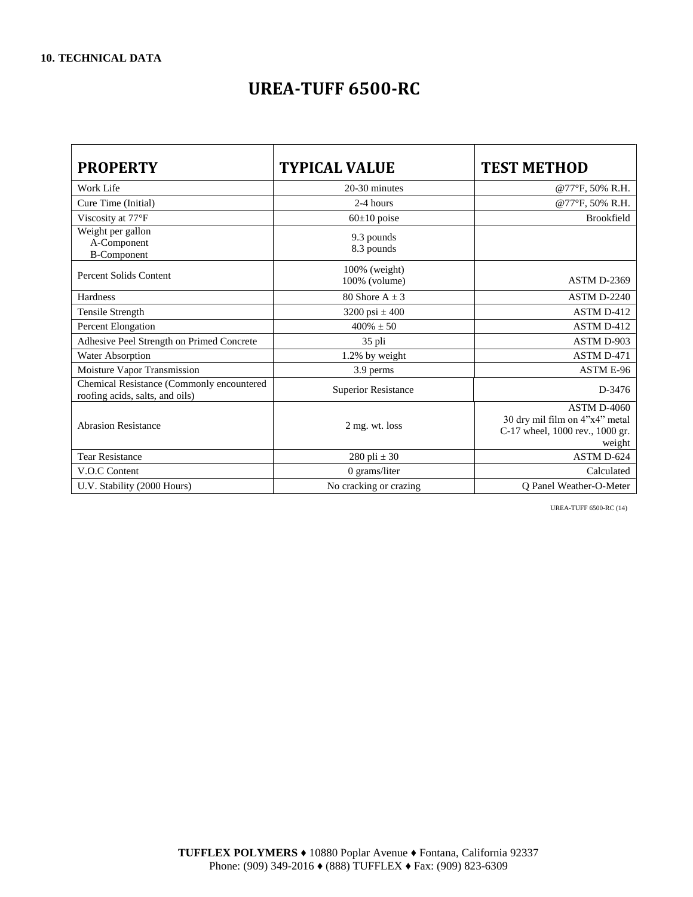**10. TECHNICAL DATA**

# UREA-TUFF 6500-RC

| PROPERTY | TYPICAL VALUE | TEST METHOD |
|---|---|---|
| Work Life | 20-30 minutes | @77°F, 50% R.H. |
| Cure Time (Initial) | 2-4 hours | @77°F, 50% R.H. |
| Viscosity at 77°F | 60±10 poise | Brookfield |
| Weight per gallon<br>A-Component<br>B-Component | 9.3 pounds<br>8.3 pounds | |
| Percent Solids Content | 100% (weight)<br>100% (volume) | ASTM D-2369 |
| Hardness | 80 Shore A ± 3 | ASTM D-2240 |
| Tensile Strength | 3200 psi ± 400 | ASTM D-412 |
| Percent Elongation | 400% ± 50 | ASTM D-412 |
| Adhesive Peel Strength on Primed Concrete | 35 pli | ASTM D-903 |
| Water Absorption | 1.2% by weight | ASTM D-471 |
| Moisture Vapor Transmission | 3.9 perms | ASTM E-96 |
| Chemical Resistance (Commonly encountered roofing acids, salts, and oils) | Superior Resistance | D-3476 |
| Abrasion Resistance | 2 mg. wt. loss | ASTM D-4060<br>30 dry mil film on 4"x4" metal<br>C-17 wheel, 1000 rev., 1000 gr. weight |
| Tear Resistance | 280 pli ± 30 | ASTM D-624 |
| V.O.C Content | 0 grams/liter | Calculated |
| U.V. Stability (2000 Hours) | No cracking or crazing | Q Panel Weather-O-Meter |

UREA-TUFF 6500-RC (14)

**TUFFLEX POLYMERS** ♦ 10880 Poplar Avenue ♦ Fontana, California 92337
Phone: (909) 349-2016 ♦ (888) TUFFLEX ♦ Fax: (909) 823-6309